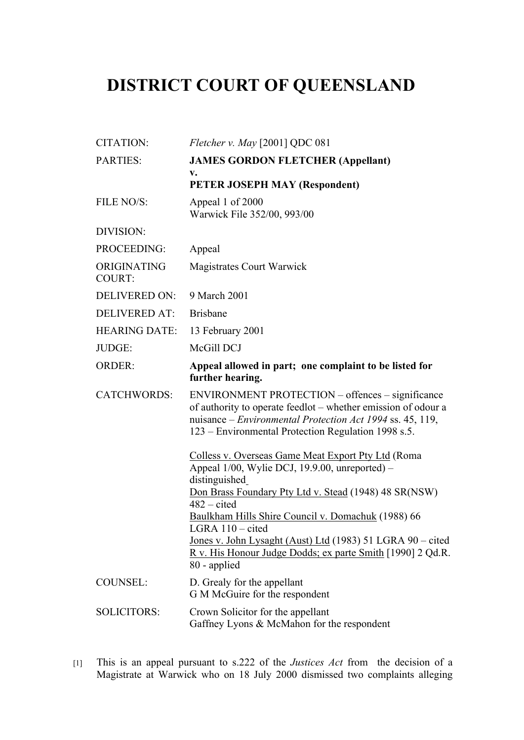# DISTRICT COURT OF QUEENSLAND

| | |
|---|---|
| CITATION: | *Fletcher v. May* [2001] QDC 081 |
| PARTIES: | **JAMES GORDON FLETCHER (Appellant)**<br>**v.**<br>**PETER JOSEPH MAY (Respondent)** |
| FILE NO/S: | Appeal 1 of 2000<br>Warwick File 352/00, 993/00 |
| DIVISION: | |
| PROCEEDING: | Appeal |
| ORIGINATING COURT: | Magistrates Court Warwick |
| DELIVERED ON: | 9 March 2001 |
| DELIVERED AT: | Brisbane |
| HEARING DATE: | 13 February 2001 |
| JUDGE: | McGill DCJ |
| ORDER: | **Appeal allowed in part; one complaint to be listed for further hearing.** |
| CATCHWORDS: | ENVIRONMENT PROTECTION – offences – significance of authority to operate feedlot – whether emission of odour a nuisance – *Environmental Protection Act 1994* ss. 45, 119, 123 – Environmental Protection Regulation 1998 s.5.<br><br>Colless v. Overseas Game Meat Export Pty Ltd (Roma Appeal 1/00, Wylie DCJ, 19.9.00, unreported) – distinguished<br>Don Brass Foundary Pty Ltd v. Stead (1948) 48 SR(NSW) 482 – cited<br>Baulkham Hills Shire Council v. Domachuk (1988) 66 LGRA 110 – cited<br>Jones v. John Lysaght (Aust) Ltd (1983) 51 LGRA 90 – cited<br>R v. His Honour Judge Dodds; ex parte Smith [1990] 2 Qd.R. 80 - applied |
| COUNSEL: | D. Grealy for the appellant<br>G M McGuire for the respondent |
| SOLICITORS: | Crown Solicitor for the appellant<br>Gaffney Lyons & McMahon for the respondent |

[1] This is an appeal pursuant to s.222 of the *Justices Act* from the decision of a Magistrate at Warwick who on 18 July 2000 dismissed two complaints alleging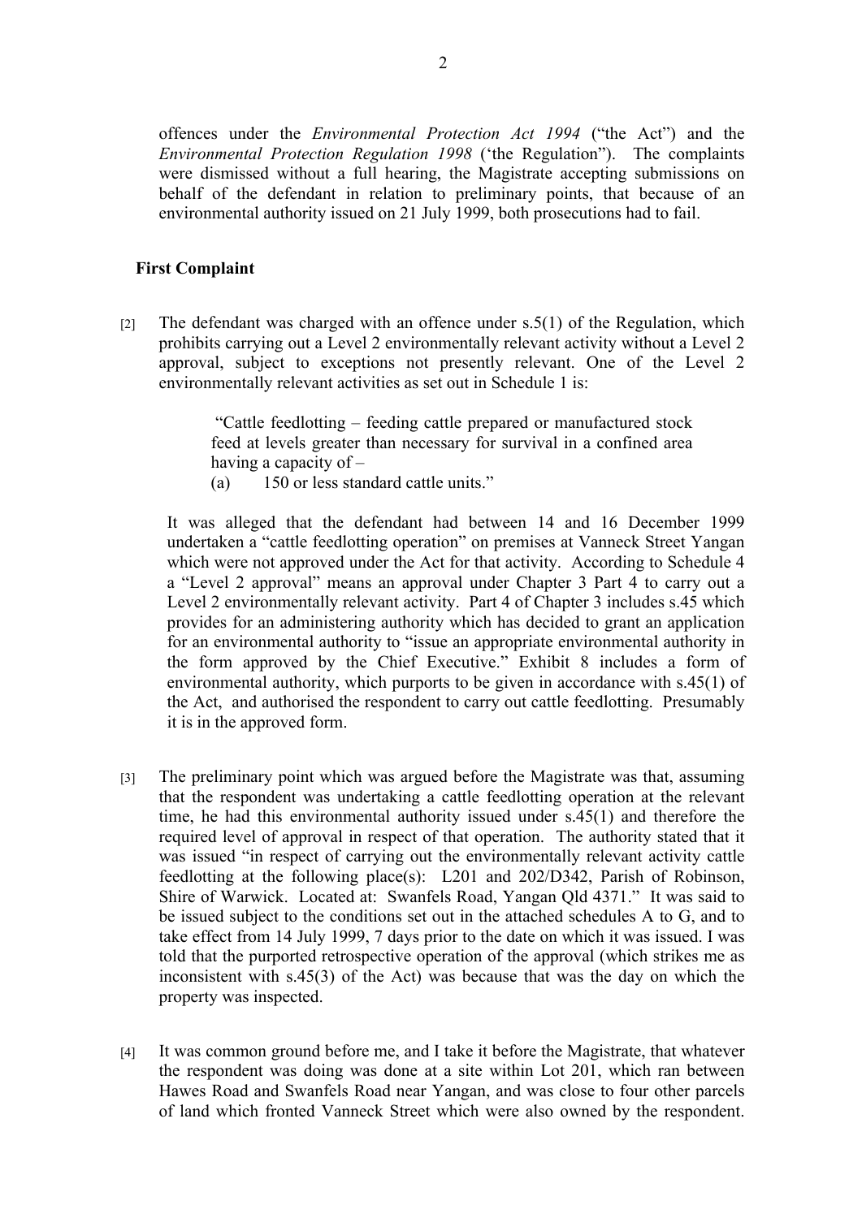offences under the *Environmental Protection Act 1994* ("the Act") and the *Environmental Protection Regulation 1998* ('the Regulation"). The complaints were dismissed without a full hearing, the Magistrate accepting submissions on behalf of the defendant in relation to preliminary points, that because of an environmental authority issued on 21 July 1999, both prosecutions had to fail.

**First Complaint**

[2] The defendant was charged with an offence under s.5(1) of the Regulation, which prohibits carrying out a Level 2 environmentally relevant activity without a Level 2 approval, subject to exceptions not presently relevant. One of the Level 2 environmentally relevant activities as set out in Schedule 1 is:

> "Cattle feedlotting – feeding cattle prepared or manufactured stock feed at levels greater than necessary for survival in a confined area having a capacity of –
> (a) 150 or less standard cattle units."

It was alleged that the defendant had between 14 and 16 December 1999 undertaken a "cattle feedlotting operation" on premises at Vanneck Street Yangan which were not approved under the Act for that activity. According to Schedule 4 a "Level 2 approval" means an approval under Chapter 3 Part 4 to carry out a Level 2 environmentally relevant activity. Part 4 of Chapter 3 includes s.45 which provides for an administering authority which has decided to grant an application for an environmental authority to "issue an appropriate environmental authority in the form approved by the Chief Executive." Exhibit 8 includes a form of environmental authority, which purports to be given in accordance with s.45(1) of the Act, and authorised the respondent to carry out cattle feedlotting. Presumably it is in the approved form.

[3] The preliminary point which was argued before the Magistrate was that, assuming that the respondent was undertaking a cattle feedlotting operation at the relevant time, he had this environmental authority issued under s.45(1) and therefore the required level of approval in respect of that operation. The authority stated that it was issued "in respect of carrying out the environmentally relevant activity cattle feedlotting at the following place(s): L201 and 202/D342, Parish of Robinson, Shire of Warwick. Located at: Swanfels Road, Yangan Qld 4371." It was said to be issued subject to the conditions set out in the attached schedules A to G, and to take effect from 14 July 1999, 7 days prior to the date on which it was issued. I was told that the purported retrospective operation of the approval (which strikes me as inconsistent with s.45(3) of the Act) was because that was the day on which the property was inspected.

[4] It was common ground before me, and I take it before the Magistrate, that whatever the respondent was doing was done at a site within Lot 201, which ran between Hawes Road and Swanfels Road near Yangan, and was close to four other parcels of land which fronted Vanneck Street which were also owned by the respondent.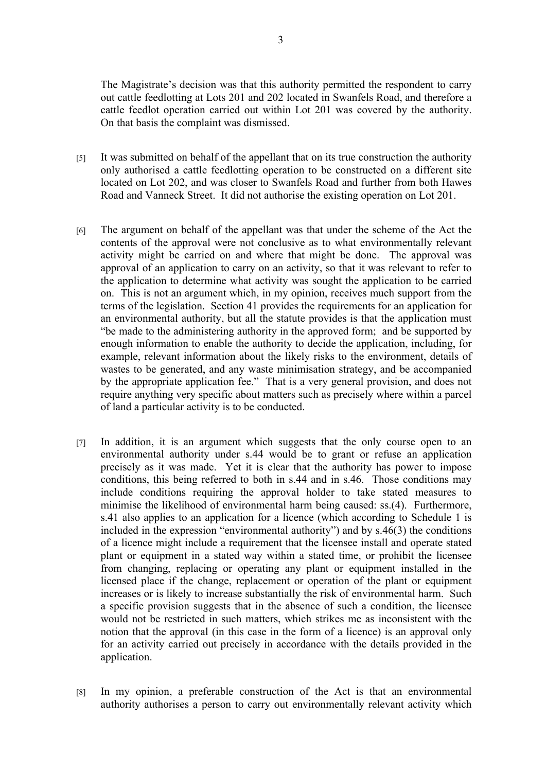The Magistrate's decision was that this authority permitted the respondent to carry out cattle feedlotting at Lots 201 and 202 located in Swanfels Road, and therefore a cattle feedlot operation carried out within Lot 201 was covered by the authority. On that basis the complaint was dismissed.

[5] It was submitted on behalf of the appellant that on its true construction the authority only authorised a cattle feedlotting operation to be constructed on a different site located on Lot 202, and was closer to Swanfels Road and further from both Hawes Road and Vanneck Street. It did not authorise the existing operation on Lot 201.

[6] The argument on behalf of the appellant was that under the scheme of the Act the contents of the approval were not conclusive as to what environmentally relevant activity might be carried on and where that might be done. The approval was approval of an application to carry on an activity, so that it was relevant to refer to the application to determine what activity was sought the application to be carried on. This is not an argument which, in my opinion, receives much support from the terms of the legislation. Section 41 provides the requirements for an application for an environmental authority, but all the statute provides is that the application must "be made to the administering authority in the approved form; and be supported by enough information to enable the authority to decide the application, including, for example, relevant information about the likely risks to the environment, details of wastes to be generated, and any waste minimisation strategy, and be accompanied by the appropriate application fee." That is a very general provision, and does not require anything very specific about matters such as precisely where within a parcel of land a particular activity is to be conducted.

[7] In addition, it is an argument which suggests that the only course open to an environmental authority under s.44 would be to grant or refuse an application precisely as it was made. Yet it is clear that the authority has power to impose conditions, this being referred to both in s.44 and in s.46. Those conditions may include conditions requiring the approval holder to take stated measures to minimise the likelihood of environmental harm being caused: ss.(4). Furthermore, s.41 also applies to an application for a licence (which according to Schedule 1 is included in the expression "environmental authority") and by s.46(3) the conditions of a licence might include a requirement that the licensee install and operate stated plant or equipment in a stated way within a stated time, or prohibit the licensee from changing, replacing or operating any plant or equipment installed in the licensed place if the change, replacement or operation of the plant or equipment increases or is likely to increase substantially the risk of environmental harm. Such a specific provision suggests that in the absence of such a condition, the licensee would not be restricted in such matters, which strikes me as inconsistent with the notion that the approval (in this case in the form of a licence) is an approval only for an activity carried out precisely in accordance with the details provided in the application.

[8] In my opinion, a preferable construction of the Act is that an environmental authority authorises a person to carry out environmentally relevant activity which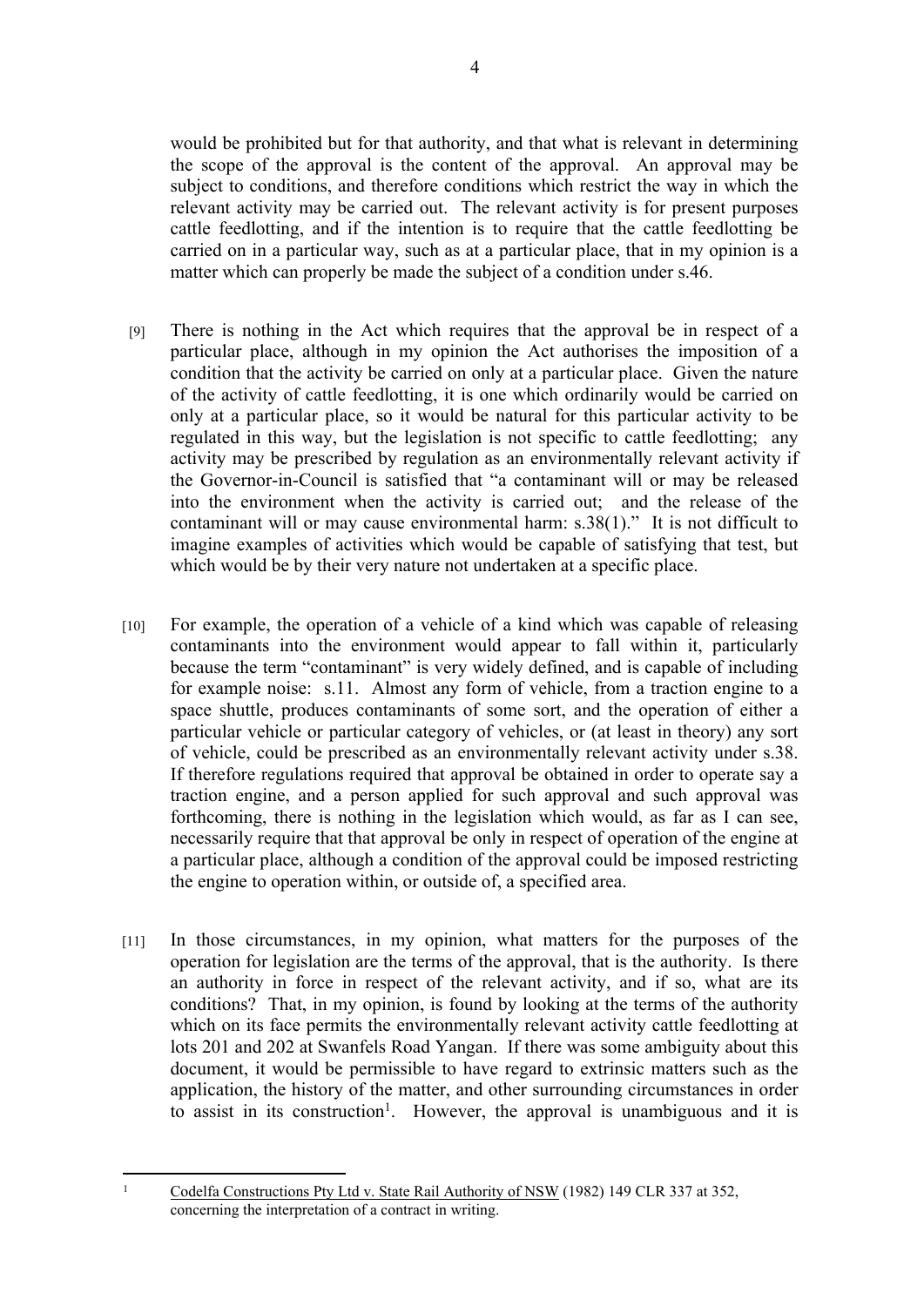would be prohibited but for that authority, and that what is relevant in determining the scope of the approval is the content of the approval. An approval may be subject to conditions, and therefore conditions which restrict the way in which the relevant activity may be carried out. The relevant activity is for present purposes cattle feedlotting, and if the intention is to require that the cattle feedlotting be carried on in a particular way, such as at a particular place, that in my opinion is a matter which can properly be made the subject of a condition under s.46.

[9] There is nothing in the Act which requires that the approval be in respect of a particular place, although in my opinion the Act authorises the imposition of a condition that the activity be carried on only at a particular place. Given the nature of the activity of cattle feedlotting, it is one which ordinarily would be carried on only at a particular place, so it would be natural for this particular activity to be regulated in this way, but the legislation is not specific to cattle feedlotting; any activity may be prescribed by regulation as an environmentally relevant activity if the Governor-in-Council is satisfied that "a contaminant will or may be released into the environment when the activity is carried out; and the release of the contaminant will or may cause environmental harm: s.38(1)." It is not difficult to imagine examples of activities which would be capable of satisfying that test, but which would be by their very nature not undertaken at a specific place.

[10] For example, the operation of a vehicle of a kind which was capable of releasing contaminants into the environment would appear to fall within it, particularly because the term "contaminant" is very widely defined, and is capable of including for example noise: s.11. Almost any form of vehicle, from a traction engine to a space shuttle, produces contaminants of some sort, and the operation of either a particular vehicle or particular category of vehicles, or (at least in theory) any sort of vehicle, could be prescribed as an environmentally relevant activity under s.38. If therefore regulations required that approval be obtained in order to operate say a traction engine, and a person applied for such approval and such approval was forthcoming, there is nothing in the legislation which would, as far as I can see, necessarily require that that approval be only in respect of operation of the engine at a particular place, although a condition of the approval could be imposed restricting the engine to operation within, or outside of, a specified area.

[11] In those circumstances, in my opinion, what matters for the purposes of the operation for legislation are the terms of the approval, that is the authority. Is there an authority in force in respect of the relevant activity, and if so, what are its conditions? That, in my opinion, is found by looking at the terms of the authority which on its face permits the environmentally relevant activity cattle feedlotting at lots 201 and 202 at Swanfels Road Yangan. If there was some ambiguity about this document, it would be permissible to have regard to extrinsic matters such as the application, the history of the matter, and other surrounding circumstances in order to assist in its construction[1]. However, the approval is unambiguous and it is

[1] Codelfa Constructions Pty Ltd v. State Rail Authority of NSW (1982) 149 CLR 337 at 352, concerning the interpretation of a contract in writing.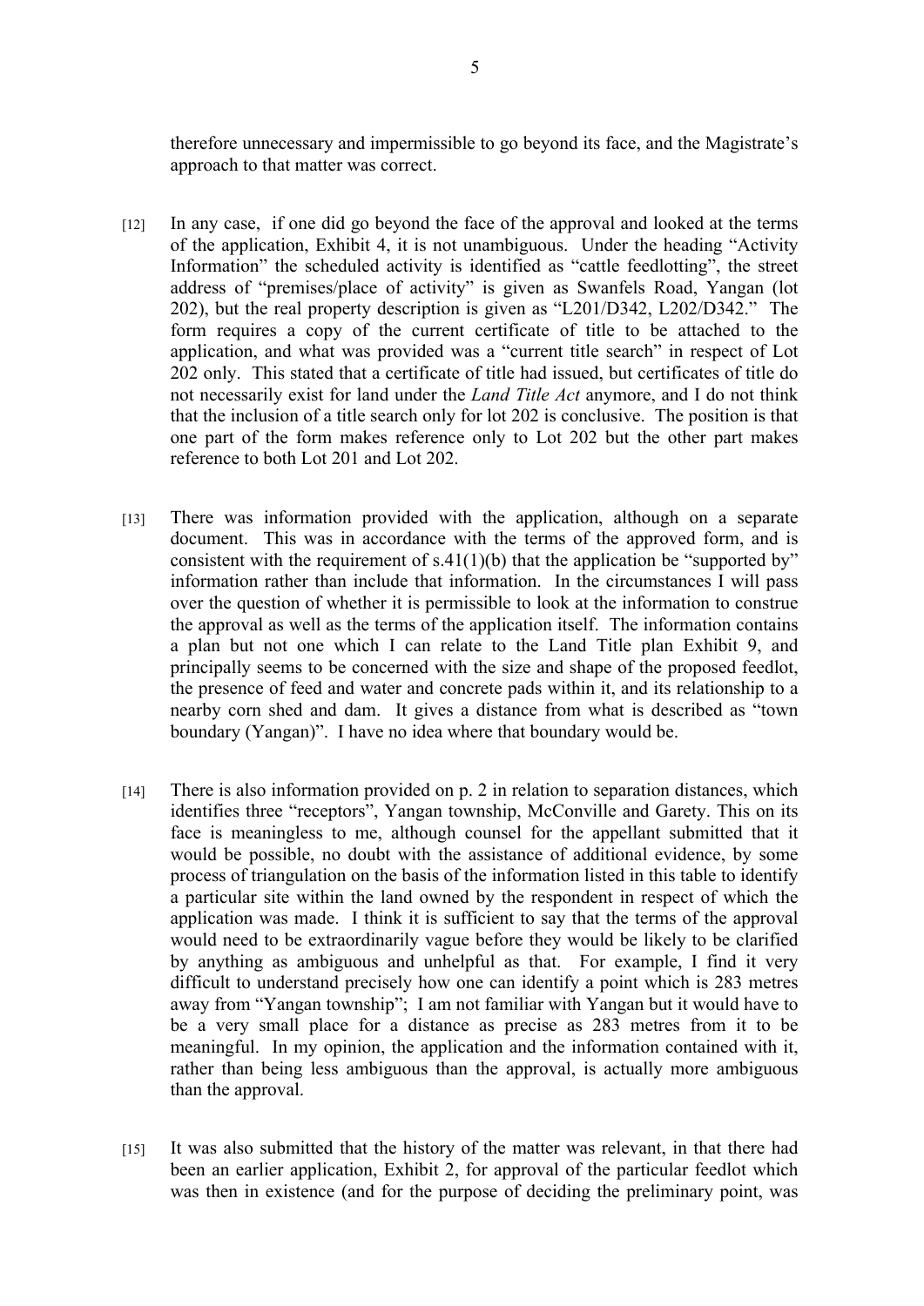therefore unnecessary and impermissible to go beyond its face, and the Magistrate's approach to that matter was correct.

[12] In any case, if one did go beyond the face of the approval and looked at the terms of the application, Exhibit 4, it is not unambiguous. Under the heading "Activity Information" the scheduled activity is identified as "cattle feedlotting", the street address of "premises/place of activity" is given as Swanfels Road, Yangan (lot 202), but the real property description is given as "L201/D342, L202/D342." The form requires a copy of the current certificate of title to be attached to the application, and what was provided was a "current title search" in respect of Lot 202 only. This stated that a certificate of title had issued, but certificates of title do not necessarily exist for land under the *Land Title Act* anymore, and I do not think that the inclusion of a title search only for lot 202 is conclusive. The position is that one part of the form makes reference only to Lot 202 but the other part makes reference to both Lot 201 and Lot 202.

[13] There was information provided with the application, although on a separate document. This was in accordance with the terms of the approved form, and is consistent with the requirement of s.41(1)(b) that the application be "supported by" information rather than include that information. In the circumstances I will pass over the question of whether it is permissible to look at the information to construe the approval as well as the terms of the application itself. The information contains a plan but not one which I can relate to the Land Title plan Exhibit 9, and principally seems to be concerned with the size and shape of the proposed feedlot, the presence of feed and water and concrete pads within it, and its relationship to a nearby corn shed and dam. It gives a distance from what is described as "town boundary (Yangan)". I have no idea where that boundary would be.

[14] There is also information provided on p. 2 in relation to separation distances, which identifies three "receptors", Yangan township, McConville and Garety. This on its face is meaningless to me, although counsel for the appellant submitted that it would be possible, no doubt with the assistance of additional evidence, by some process of triangulation on the basis of the information listed in this table to identify a particular site within the land owned by the respondent in respect of which the application was made. I think it is sufficient to say that the terms of the approval would need to be extraordinarily vague before they would be likely to be clarified by anything as ambiguous and unhelpful as that. For example, I find it very difficult to understand precisely how one can identify a point which is 283 metres away from "Yangan township"; I am not familiar with Yangan but it would have to be a very small place for a distance as precise as 283 metres from it to be meaningful. In my opinion, the application and the information contained with it, rather than being less ambiguous than the approval, is actually more ambiguous than the approval.

[15] It was also submitted that the history of the matter was relevant, in that there had been an earlier application, Exhibit 2, for approval of the particular feedlot which was then in existence (and for the purpose of deciding the preliminary point, was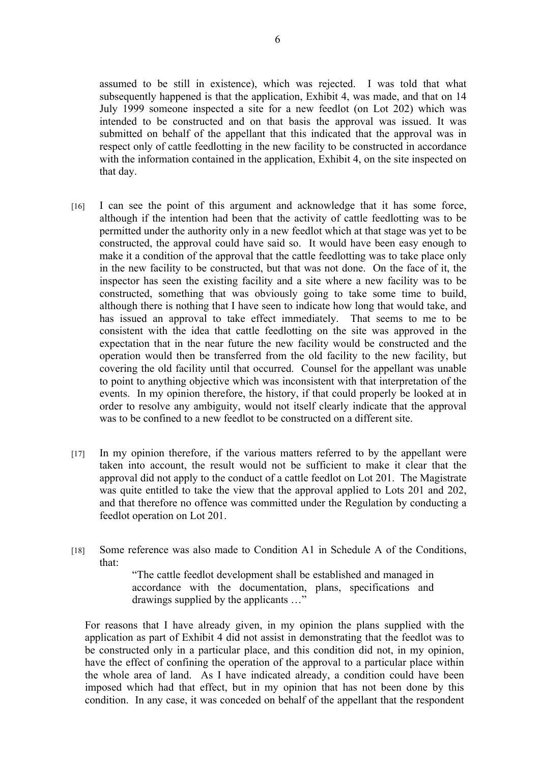assumed to be still in existence), which was rejected. I was told that what subsequently happened is that the application, Exhibit 4, was made, and that on 14 July 1999 someone inspected a site for a new feedlot (on Lot 202) which was intended to be constructed and on that basis the approval was issued. It was submitted on behalf of the appellant that this indicated that the approval was in respect only of cattle feedlotting in the new facility to be constructed in accordance with the information contained in the application, Exhibit 4, on the site inspected on that day.

[16] I can see the point of this argument and acknowledge that it has some force, although if the intention had been that the activity of cattle feedlotting was to be permitted under the authority only in a new feedlot which at that stage was yet to be constructed, the approval could have said so. It would have been easy enough to make it a condition of the approval that the cattle feedlotting was to take place only in the new facility to be constructed, but that was not done. On the face of it, the inspector has seen the existing facility and a site where a new facility was to be constructed, something that was obviously going to take some time to build, although there is nothing that I have seen to indicate how long that would take, and has issued an approval to take effect immediately. That seems to me to be consistent with the idea that cattle feedlotting on the site was approved in the expectation that in the near future the new facility would be constructed and the operation would then be transferred from the old facility to the new facility, but covering the old facility until that occurred. Counsel for the appellant was unable to point to anything objective which was inconsistent with that interpretation of the events. In my opinion therefore, the history, if that could properly be looked at in order to resolve any ambiguity, would not itself clearly indicate that the approval was to be confined to a new feedlot to be constructed on a different site.

[17] In my opinion therefore, if the various matters referred to by the appellant were taken into account, the result would not be sufficient to make it clear that the approval did not apply to the conduct of a cattle feedlot on Lot 201. The Magistrate was quite entitled to take the view that the approval applied to Lots 201 and 202, and that therefore no offence was committed under the Regulation by conducting a feedlot operation on Lot 201.

[18] Some reference was also made to Condition A1 in Schedule A of the Conditions, that:

> "The cattle feedlot development shall be established and managed in accordance with the documentation, plans, specifications and drawings supplied by the applicants …"

For reasons that I have already given, in my opinion the plans supplied with the application as part of Exhibit 4 did not assist in demonstrating that the feedlot was to be constructed only in a particular place, and this condition did not, in my opinion, have the effect of confining the operation of the approval to a particular place within the whole area of land. As I have indicated already, a condition could have been imposed which had that effect, but in my opinion that has not been done by this condition. In any case, it was conceded on behalf of the appellant that the respondent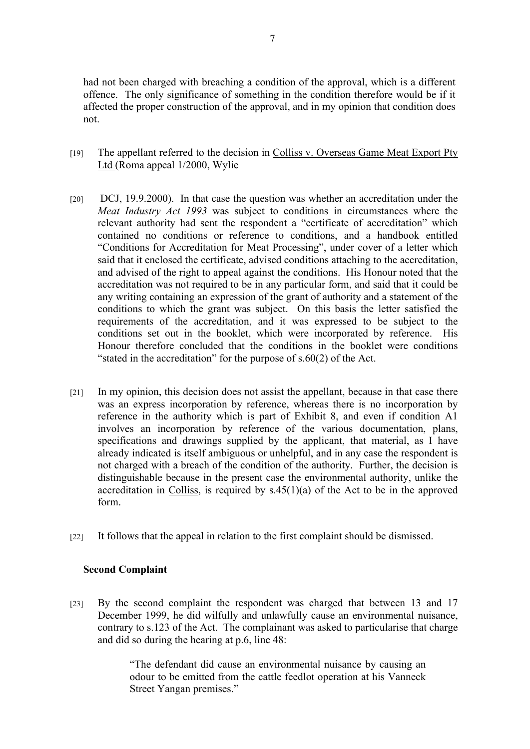had not been charged with breaching a condition of the approval, which is a different offence. The only significance of something in the condition therefore would be if it affected the proper construction of the approval, and in my opinion that condition does not.

[19] The appellant referred to the decision in Colliss v. Overseas Game Meat Export Pty Ltd (Roma appeal 1/2000, Wylie

[20] DCJ, 19.9.2000). In that case the question was whether an accreditation under the *Meat Industry Act 1993* was subject to conditions in circumstances where the relevant authority had sent the respondent a "certificate of accreditation" which contained no conditions or reference to conditions, and a handbook entitled "Conditions for Accreditation for Meat Processing", under cover of a letter which said that it enclosed the certificate, advised conditions attaching to the accreditation, and advised of the right to appeal against the conditions. His Honour noted that the accreditation was not required to be in any particular form, and said that it could be any writing containing an expression of the grant of authority and a statement of the conditions to which the grant was subject. On this basis the letter satisfied the requirements of the accreditation, and it was expressed to be subject to the conditions set out in the booklet, which were incorporated by reference. His Honour therefore concluded that the conditions in the booklet were conditions "stated in the accreditation" for the purpose of s.60(2) of the Act.

[21] In my opinion, this decision does not assist the appellant, because in that case there was an express incorporation by reference, whereas there is no incorporation by reference in the authority which is part of Exhibit 8, and even if condition A1 involves an incorporation by reference of the various documentation, plans, specifications and drawings supplied by the applicant, that material, as I have already indicated is itself ambiguous or unhelpful, and in any case the respondent is not charged with a breach of the condition of the authority. Further, the decision is distinguishable because in the present case the environmental authority, unlike the accreditation in Colliss, is required by s.45(1)(a) of the Act to be in the approved form.

[22] It follows that the appeal in relation to the first complaint should be dismissed.

### Second Complaint

[23] By the second complaint the respondent was charged that between 13 and 17 December 1999, he did wilfully and unlawfully cause an environmental nuisance, contrary to s.123 of the Act. The complainant was asked to particularise that charge and did so during the hearing at p.6, line 48:

> "The defendant did cause an environmental nuisance by causing an odour to be emitted from the cattle feedlot operation at his Vanneck Street Yangan premises."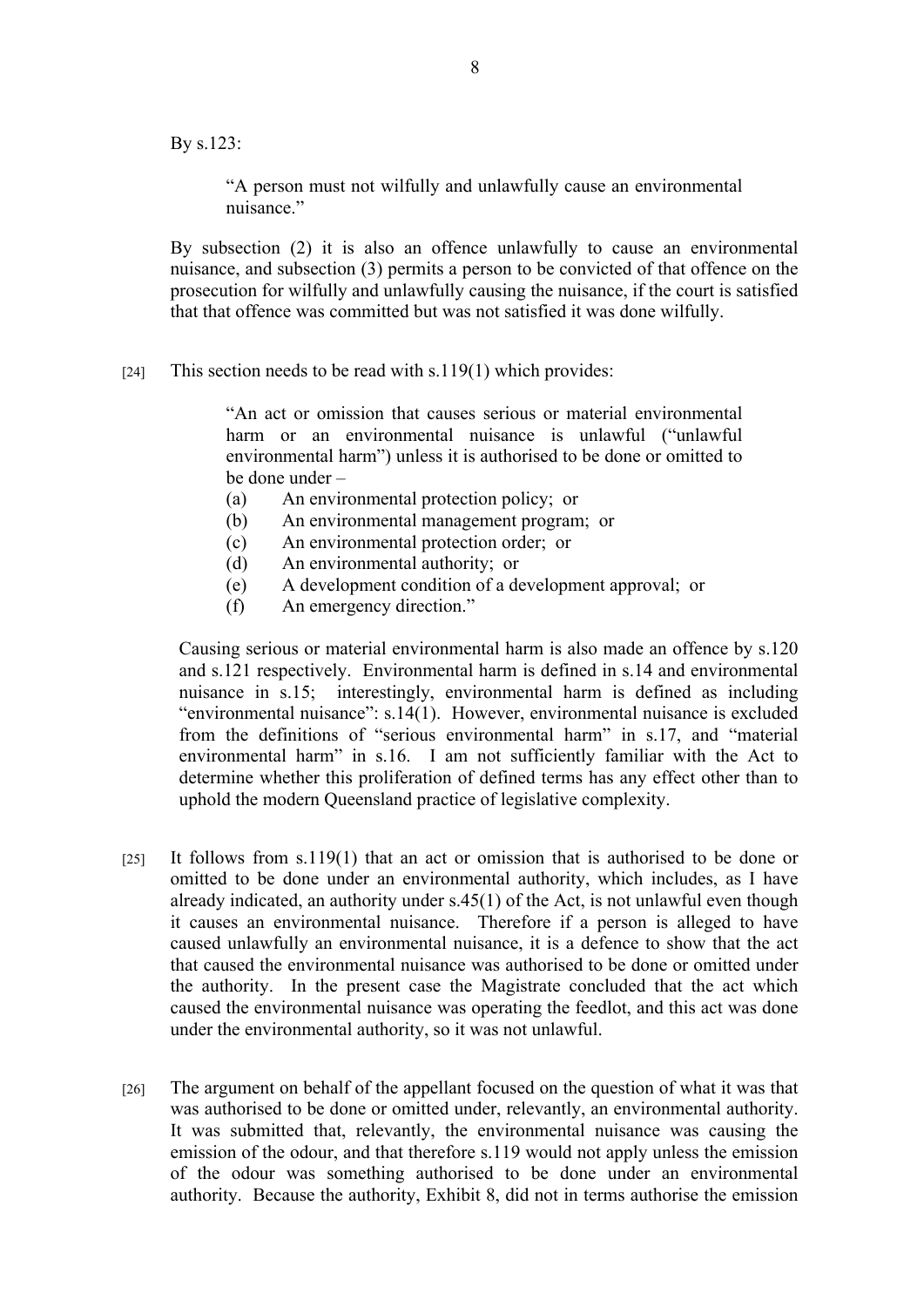By s.123:

> "A person must not wilfully and unlawfully cause an environmental nuisance."

By subsection (2) it is also an offence unlawfully to cause an environmental nuisance, and subsection (3) permits a person to be convicted of that offence on the prosecution for wilfully and unlawfully causing the nuisance, if the court is satisfied that that offence was committed but was not satisfied it was done wilfully.

[24] This section needs to be read with s.119(1) which provides:

> "An act or omission that causes serious or material environmental harm or an environmental nuisance is unlawful ("unlawful environmental harm") unless it is authorised to be done or omitted to be done under –
>
> (a) An environmental protection policy; or
> (b) An environmental management program; or
> (c) An environmental protection order; or
> (d) An environmental authority; or
> (e) A development condition of a development approval; or
> (f) An emergency direction."

Causing serious or material environmental harm is also made an offence by s.120 and s.121 respectively. Environmental harm is defined in s.14 and environmental nuisance in s.15; interestingly, environmental harm is defined as including "environmental nuisance": s.14(1). However, environmental nuisance is excluded from the definitions of "serious environmental harm" in s.17, and "material environmental harm" in s.16. I am not sufficiently familiar with the Act to determine whether this proliferation of defined terms has any effect other than to uphold the modern Queensland practice of legislative complexity.

[25] It follows from s.119(1) that an act or omission that is authorised to be done or omitted to be done under an environmental authority, which includes, as I have already indicated, an authority under s.45(1) of the Act, is not unlawful even though it causes an environmental nuisance. Therefore if a person is alleged to have caused unlawfully an environmental nuisance, it is a defence to show that the act that caused the environmental nuisance was authorised to be done or omitted under the authority. In the present case the Magistrate concluded that the act which caused the environmental nuisance was operating the feedlot, and this act was done under the environmental authority, so it was not unlawful.

[26] The argument on behalf of the appellant focused on the question of what it was that was authorised to be done or omitted under, relevantly, an environmental authority. It was submitted that, relevantly, the environmental nuisance was causing the emission of the odour, and that therefore s.119 would not apply unless the emission of the odour was something authorised to be done under an environmental authority. Because the authority, Exhibit 8, did not in terms authorise the emission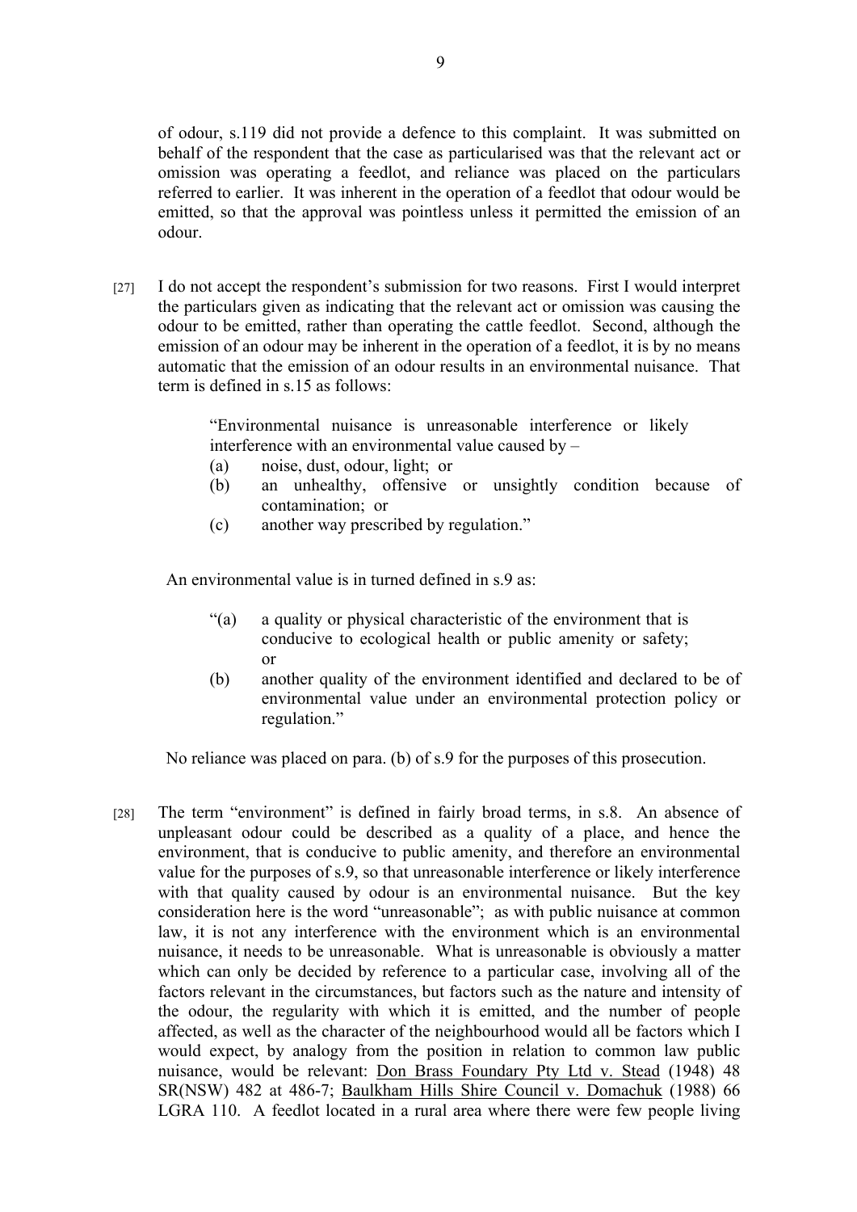of odour, s.119 did not provide a defence to this complaint. It was submitted on behalf of the respondent that the case as particularised was that the relevant act or omission was operating a feedlot, and reliance was placed on the particulars referred to earlier. It was inherent in the operation of a feedlot that odour would be emitted, so that the approval was pointless unless it permitted the emission of an odour.

[27] I do not accept the respondent's submission for two reasons. First I would interpret the particulars given as indicating that the relevant act or omission was causing the odour to be emitted, rather than operating the cattle feedlot. Second, although the emission of an odour may be inherent in the operation of a feedlot, it is by no means automatic that the emission of an odour results in an environmental nuisance. That term is defined in s.15 as follows:

> "Environmental nuisance is unreasonable interference or likely interference with an environmental value caused by –
> (a) noise, dust, odour, light; or
> (b) an unhealthy, offensive or unsightly condition because of contamination; or
> (c) another way prescribed by regulation."

An environmental value is in turned defined in s.9 as:

> "(a) a quality or physical characteristic of the environment that is conducive to ecological health or public amenity or safety; or
> (b) another quality of the environment identified and declared to be of environmental value under an environmental protection policy or regulation."

No reliance was placed on para. (b) of s.9 for the purposes of this prosecution.

[28] The term "environment" is defined in fairly broad terms, in s.8. An absence of unpleasant odour could be described as a quality of a place, and hence the environment, that is conducive to public amenity, and therefore an environmental value for the purposes of s.9, so that unreasonable interference or likely interference with that quality caused by odour is an environmental nuisance. But the key consideration here is the word "unreasonable"; as with public nuisance at common law, it is not any interference with the environment which is an environmental nuisance, it needs to be unreasonable. What is unreasonable is obviously a matter which can only be decided by reference to a particular case, involving all of the factors relevant in the circumstances, but factors such as the nature and intensity of the odour, the regularity with which it is emitted, and the number of people affected, as well as the character of the neighbourhood would all be factors which I would expect, by analogy from the position in relation to common law public nuisance, would be relevant: Don Brass Foundary Pty Ltd v. Stead (1948) 48 SR(NSW) 482 at 486-7; Baulkham Hills Shire Council v. Domachuk (1988) 66 LGRA 110. A feedlot located in a rural area where there were few people living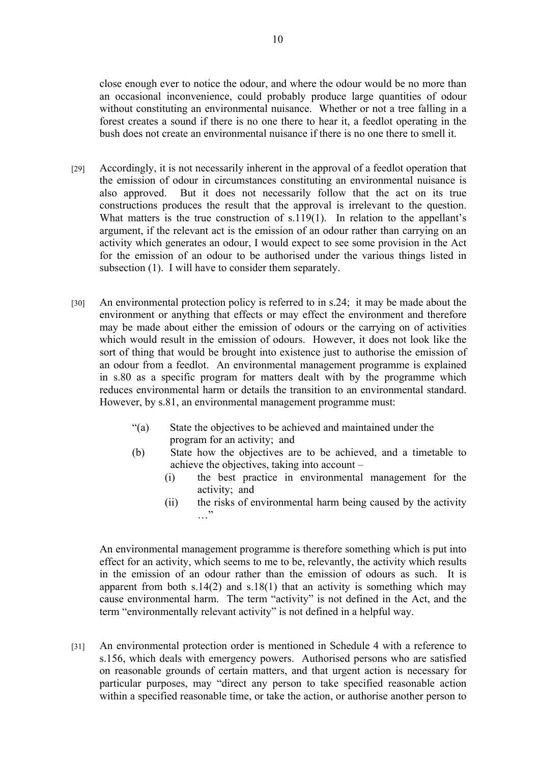close enough ever to notice the odour, and where the odour would be no more than an occasional inconvenience, could probably produce large quantities of odour without constituting an environmental nuisance. Whether or not a tree falling in a forest creates a sound if there is no one there to hear it, a feedlot operating in the bush does not create an environmental nuisance if there is no one there to smell it.

[29] Accordingly, it is not necessarily inherent in the approval of a feedlot operation that the emission of odour in circumstances constituting an environmental nuisance is also approved. But it does not necessarily follow that the act on its true constructions produces the result that the approval is irrelevant to the question. What matters is the true construction of s.119(1). In relation to the appellant's argument, if the relevant act is the emission of an odour rather than carrying on an activity which generates an odour, I would expect to see some provision in the Act for the emission of an odour to be authorised under the various things listed in subsection (1). I will have to consider them separately.

[30] An environmental protection policy is referred to in s.24; it may be made about the environment or anything that effects or may effect the environment and therefore may be made about either the emission of odours or the carrying on of activities which would result in the emission of odours. However, it does not look like the sort of thing that would be brought into existence just to authorise the emission of an odour from a feedlot. An environmental management programme is explained in s.80 as a specific program for matters dealt with by the programme which reduces environmental harm or details the transition to an environmental standard. However, by s.81, an environmental management programme must:

> "(a) State the objectives to be achieved and maintained under the program for an activity; and
>
> (b) State how the objectives are to be achieved, and a timetable to achieve the objectives, taking into account –
>
> (i) the best practice in environmental management for the activity; and
>
> (ii) the risks of environmental harm being caused by the activity …"

An environmental management programme is therefore something which is put into effect for an activity, which seems to me to be, relevantly, the activity which results in the emission of an odour rather than the emission of odours as such. It is apparent from both s.14(2) and s.18(1) that an activity is something which may cause environmental harm. The term "activity" is not defined in the Act, and the term "environmentally relevant activity" is not defined in a helpful way.

[31] An environmental protection order is mentioned in Schedule 4 with a reference to s.156, which deals with emergency powers. Authorised persons who are satisfied on reasonable grounds of certain matters, and that urgent action is necessary for particular purposes, may "direct any person to take specified reasonable action within a specified reasonable time, or take the action, or authorise another person to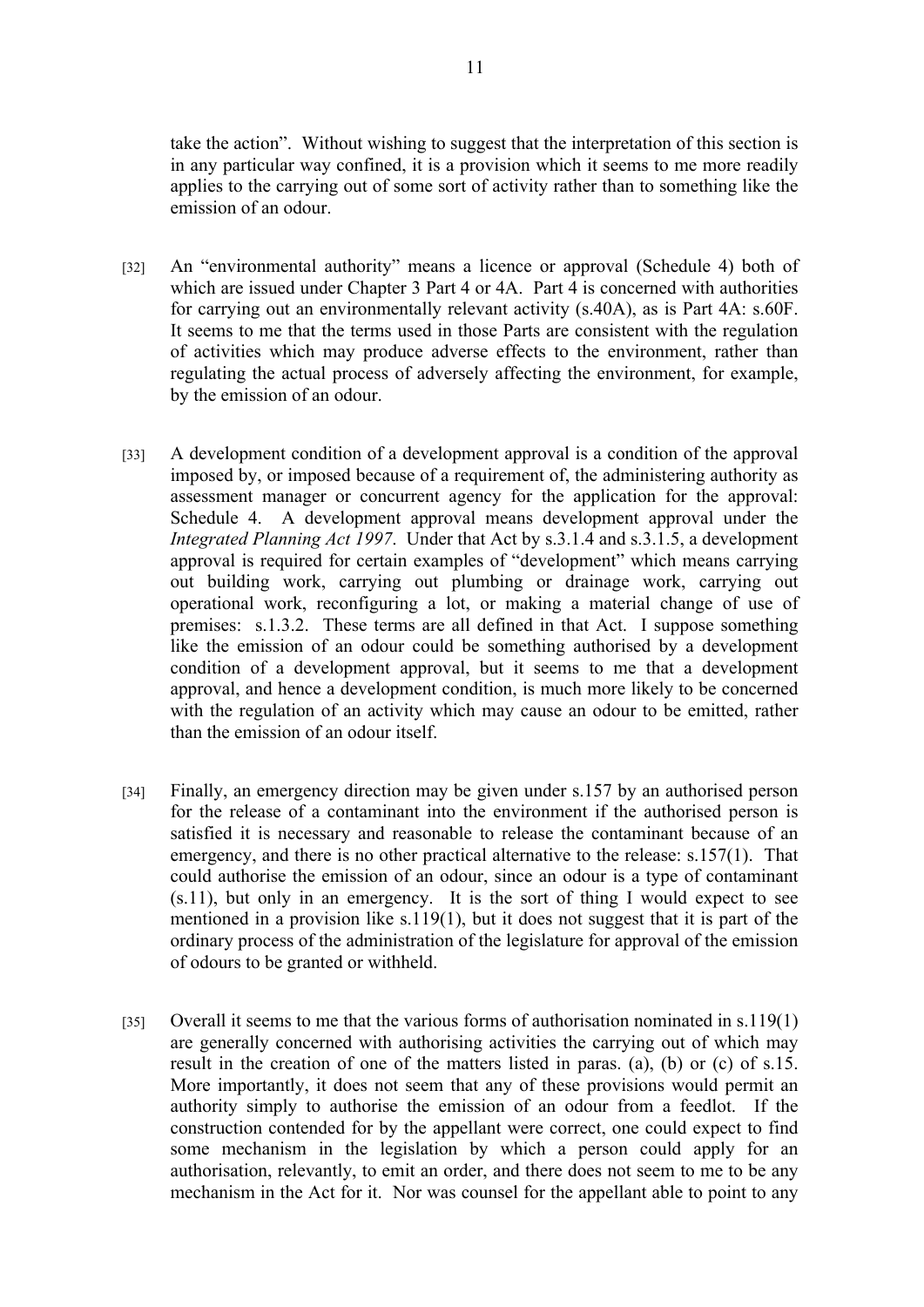take the action". Without wishing to suggest that the interpretation of this section is in any particular way confined, it is a provision which it seems to me more readily applies to the carrying out of some sort of activity rather than to something like the emission of an odour.

[32] An "environmental authority" means a licence or approval (Schedule 4) both of which are issued under Chapter 3 Part 4 or 4A. Part 4 is concerned with authorities for carrying out an environmentally relevant activity (s.40A), as is Part 4A: s.60F. It seems to me that the terms used in those Parts are consistent with the regulation of activities which may produce adverse effects to the environment, rather than regulating the actual process of adversely affecting the environment, for example, by the emission of an odour.

[33] A development condition of a development approval is a condition of the approval imposed by, or imposed because of a requirement of, the administering authority as assessment manager or concurrent agency for the application for the approval: Schedule 4. A development approval means development approval under the *Integrated Planning Act 1997*. Under that Act by s.3.1.4 and s.3.1.5, a development approval is required for certain examples of "development" which means carrying out building work, carrying out plumbing or drainage work, carrying out operational work, reconfiguring a lot, or making a material change of use of premises: s.1.3.2. These terms are all defined in that Act. I suppose something like the emission of an odour could be something authorised by a development condition of a development approval, but it seems to me that a development approval, and hence a development condition, is much more likely to be concerned with the regulation of an activity which may cause an odour to be emitted, rather than the emission of an odour itself.

[34] Finally, an emergency direction may be given under s.157 by an authorised person for the release of a contaminant into the environment if the authorised person is satisfied it is necessary and reasonable to release the contaminant because of an emergency, and there is no other practical alternative to the release: s.157(1). That could authorise the emission of an odour, since an odour is a type of contaminant (s.11), but only in an emergency. It is the sort of thing I would expect to see mentioned in a provision like s.119(1), but it does not suggest that it is part of the ordinary process of the administration of the legislature for approval of the emission of odours to be granted or withheld.

[35] Overall it seems to me that the various forms of authorisation nominated in s.119(1) are generally concerned with authorising activities the carrying out of which may result in the creation of one of the matters listed in paras. (a), (b) or (c) of s.15. More importantly, it does not seem that any of these provisions would permit an authority simply to authorise the emission of an odour from a feedlot. If the construction contended for by the appellant were correct, one could expect to find some mechanism in the legislation by which a person could apply for an authorisation, relevantly, to emit an order, and there does not seem to me to be any mechanism in the Act for it. Nor was counsel for the appellant able to point to any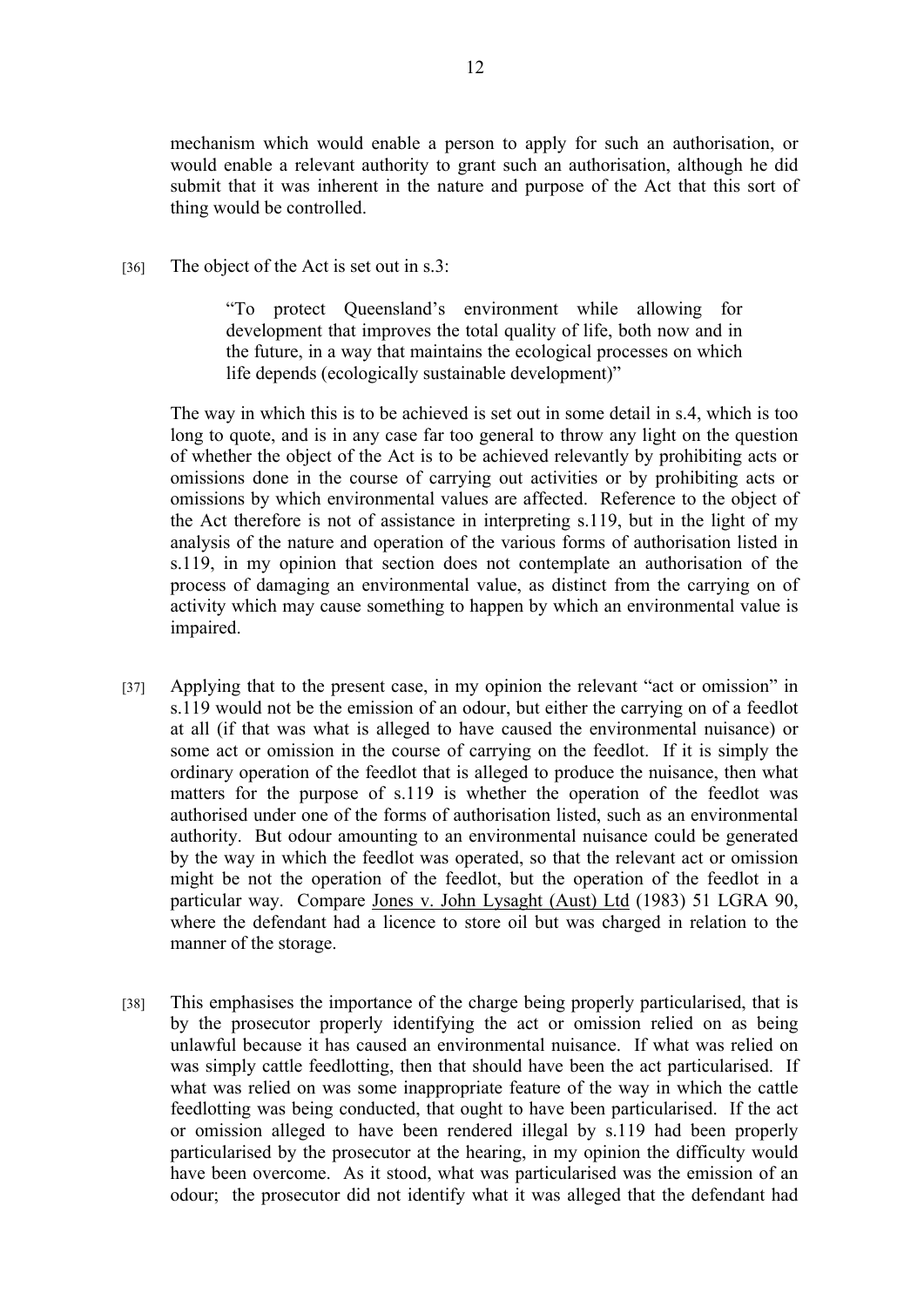mechanism which would enable a person to apply for such an authorisation, or would enable a relevant authority to grant such an authorisation, although he did submit that it was inherent in the nature and purpose of the Act that this sort of thing would be controlled.

[36] The object of the Act is set out in s.3:

> "To protect Queensland's environment while allowing for development that improves the total quality of life, both now and in the future, in a way that maintains the ecological processes on which life depends (ecologically sustainable development)"

The way in which this is to be achieved is set out in some detail in s.4, which is too long to quote, and is in any case far too general to throw any light on the question of whether the object of the Act is to be achieved relevantly by prohibiting acts or omissions done in the course of carrying out activities or by prohibiting acts or omissions by which environmental values are affected. Reference to the object of the Act therefore is not of assistance in interpreting s.119, but in the light of my analysis of the nature and operation of the various forms of authorisation listed in s.119, in my opinion that section does not contemplate an authorisation of the process of damaging an environmental value, as distinct from the carrying on of activity which may cause something to happen by which an environmental value is impaired.

[37] Applying that to the present case, in my opinion the relevant "act or omission" in s.119 would not be the emission of an odour, but either the carrying on of a feedlot at all (if that was what is alleged to have caused the environmental nuisance) or some act or omission in the course of carrying on the feedlot. If it is simply the ordinary operation of the feedlot that is alleged to produce the nuisance, then what matters for the purpose of s.119 is whether the operation of the feedlot was authorised under one of the forms of authorisation listed, such as an environmental authority. But odour amounting to an environmental nuisance could be generated by the way in which the feedlot was operated, so that the relevant act or omission might be not the operation of the feedlot, but the operation of the feedlot in a particular way. Compare Jones v. John Lysaght (Aust) Ltd (1983) 51 LGRA 90, where the defendant had a licence to store oil but was charged in relation to the manner of the storage.

[38] This emphasises the importance of the charge being properly particularised, that is by the prosecutor properly identifying the act or omission relied on as being unlawful because it has caused an environmental nuisance. If what was relied on was simply cattle feedlotting, then that should have been the act particularised. If what was relied on was some inappropriate feature of the way in which the cattle feedlotting was being conducted, that ought to have been particularised. If the act or omission alleged to have been rendered illegal by s.119 had been properly particularised by the prosecutor at the hearing, in my opinion the difficulty would have been overcome. As it stood, what was particularised was the emission of an odour; the prosecutor did not identify what it was alleged that the defendant had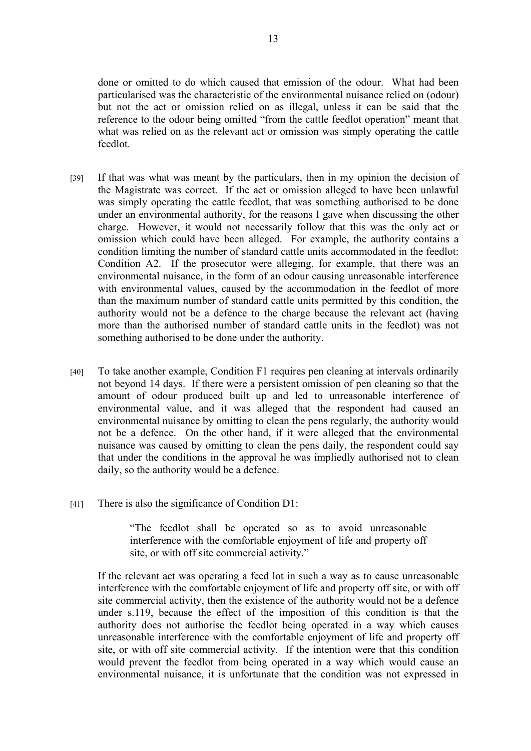done or omitted to do which caused that emission of the odour. What had been particularised was the characteristic of the environmental nuisance relied on (odour) but not the act or omission relied on as illegal, unless it can be said that the reference to the odour being omitted "from the cattle feedlot operation" meant that what was relied on as the relevant act or omission was simply operating the cattle feedlot.

[39] If that was what was meant by the particulars, then in my opinion the decision of the Magistrate was correct. If the act or omission alleged to have been unlawful was simply operating the cattle feedlot, that was something authorised to be done under an environmental authority, for the reasons I gave when discussing the other charge. However, it would not necessarily follow that this was the only act or omission which could have been alleged. For example, the authority contains a condition limiting the number of standard cattle units accommodated in the feedlot: Condition A2. If the prosecutor were alleging, for example, that there was an environmental nuisance, in the form of an odour causing unreasonable interference with environmental values, caused by the accommodation in the feedlot of more than the maximum number of standard cattle units permitted by this condition, the authority would not be a defence to the charge because the relevant act (having more than the authorised number of standard cattle units in the feedlot) was not something authorised to be done under the authority.

[40] To take another example, Condition F1 requires pen cleaning at intervals ordinarily not beyond 14 days. If there were a persistent omission of pen cleaning so that the amount of odour produced built up and led to unreasonable interference of environmental value, and it was alleged that the respondent had caused an environmental nuisance by omitting to clean the pens regularly, the authority would not be a defence. On the other hand, if it were alleged that the environmental nuisance was caused by omitting to clean the pens daily, the respondent could say that under the conditions in the approval he was impliedly authorised not to clean daily, so the authority would be a defence.

[41] There is also the significance of Condition D1:

> "The feedlot shall be operated so as to avoid unreasonable interference with the comfortable enjoyment of life and property off site, or with off site commercial activity."

If the relevant act was operating a feed lot in such a way as to cause unreasonable interference with the comfortable enjoyment of life and property off site, or with off site commercial activity, then the existence of the authority would not be a defence under s.119, because the effect of the imposition of this condition is that the authority does not authorise the feedlot being operated in a way which causes unreasonable interference with the comfortable enjoyment of life and property off site, or with off site commercial activity. If the intention were that this condition would prevent the feedlot from being operated in a way which would cause an environmental nuisance, it is unfortunate that the condition was not expressed in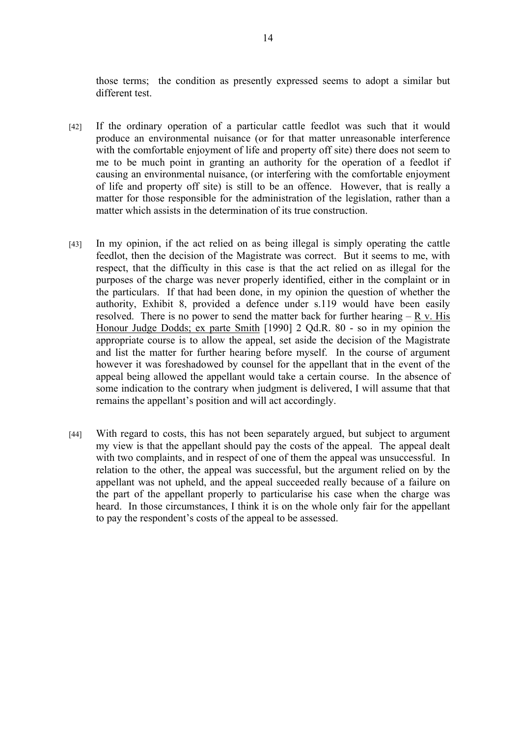those terms; the condition as presently expressed seems to adopt a similar but different test.

[42] If the ordinary operation of a particular cattle feedlot was such that it would produce an environmental nuisance (or for that matter unreasonable interference with the comfortable enjoyment of life and property off site) there does not seem to me to be much point in granting an authority for the operation of a feedlot if causing an environmental nuisance, (or interfering with the comfortable enjoyment of life and property off site) is still to be an offence. However, that is really a matter for those responsible for the administration of the legislation, rather than a matter which assists in the determination of its true construction.

[43] In my opinion, if the act relied on as being illegal is simply operating the cattle feedlot, then the decision of the Magistrate was correct. But it seems to me, with respect, that the difficulty in this case is that the act relied on as illegal for the purposes of the charge was never properly identified, either in the complaint or in the particulars. If that had been done, in my opinion the question of whether the authority, Exhibit 8, provided a defence under s.119 would have been easily resolved. There is no power to send the matter back for further hearing – R v. His Honour Judge Dodds; ex parte Smith [1990] 2 Qd.R. 80 - so in my opinion the appropriate course is to allow the appeal, set aside the decision of the Magistrate and list the matter for further hearing before myself. In the course of argument however it was foreshadowed by counsel for the appellant that in the event of the appeal being allowed the appellant would take a certain course. In the absence of some indication to the contrary when judgment is delivered, I will assume that that remains the appellant's position and will act accordingly.

[44] With regard to costs, this has not been separately argued, but subject to argument my view is that the appellant should pay the costs of the appeal. The appeal dealt with two complaints, and in respect of one of them the appeal was unsuccessful. In relation to the other, the appeal was successful, but the argument relied on by the appellant was not upheld, and the appeal succeeded really because of a failure on the part of the appellant properly to particularise his case when the charge was heard. In those circumstances, I think it is on the whole only fair for the appellant to pay the respondent's costs of the appeal to be assessed.